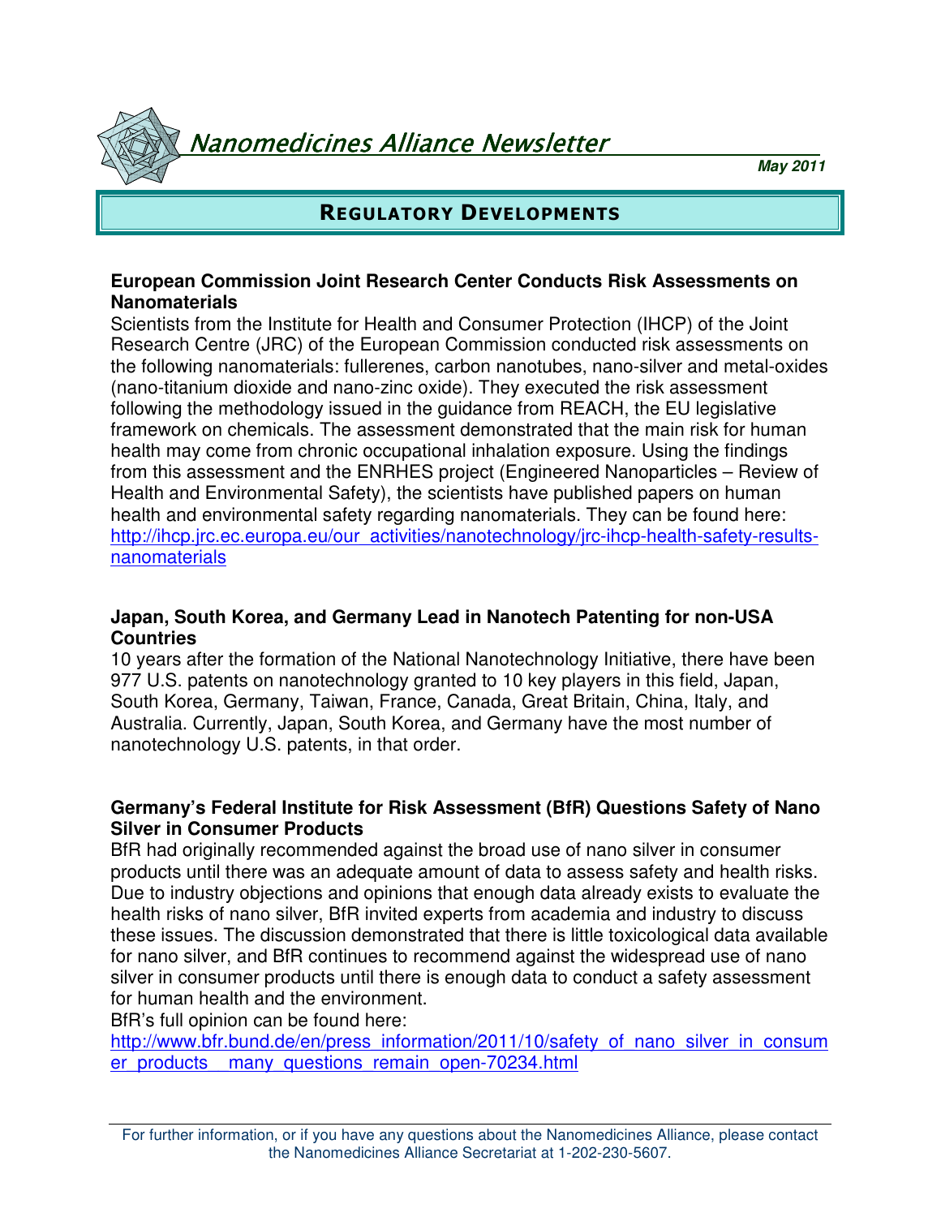# Nanomedicines Alliance Newsletter

***May 2011***

## REGULATORY DEVELOPMENTS

**European Commission Joint Research Center Conducts Risk Assessments on Nanomaterials**

Scientists from the Institute for Health and Consumer Protection (IHCP) of the Joint Research Centre (JRC) of the European Commission conducted risk assessments on the following nanomaterials: fullerenes, carbon nanotubes, nano-silver and metal-oxides (nano-titanium dioxide and nano-zinc oxide). They executed the risk assessment following the methodology issued in the guidance from REACH, the EU legislative framework on chemicals. The assessment demonstrated that the main risk for human health may come from chronic occupational inhalation exposure. Using the findings from this assessment and the ENRHES project (Engineered Nanoparticles – Review of Health and Environmental Safety), the scientists have published papers on human health and environmental safety regarding nanomaterials. They can be found here: http://ihcp.jrc.ec.europa.eu/our_activities/nanotechnology/jrc-ihcp-health-safety-results-nanomaterials

**Japan, South Korea, and Germany Lead in Nanotech Patenting for non-USA Countries**

10 years after the formation of the National Nanotechnology Initiative, there have been 977 U.S. patents on nanotechnology granted to 10 key players in this field, Japan, South Korea, Germany, Taiwan, France, Canada, Great Britain, China, Italy, and Australia. Currently, Japan, South Korea, and Germany have the most number of nanotechnology U.S. patents, in that order.

**Germany's Federal Institute for Risk Assessment (BfR) Questions Safety of Nano Silver in Consumer Products**

BfR had originally recommended against the broad use of nano silver in consumer products until there was an adequate amount of data to assess safety and health risks. Due to industry objections and opinions that enough data already exists to evaluate the health risks of nano silver, BfR invited experts from academia and industry to discuss these issues. The discussion demonstrated that there is little toxicological data available for nano silver, and BfR continues to recommend against the widespread use of nano silver in consumer products until there is enough data to conduct a safety assessment for human health and the environment.

BfR's full opinion can be found here: http://www.bfr.bund.de/en/press_information/2011/10/safety_of_nano_silver_in_consumer_products__many_questions_remain_open-70234.html

For further information, or if you have any questions about the Nanomedicines Alliance, please contact the Nanomedicines Alliance Secretariat at 1-202-230-5607.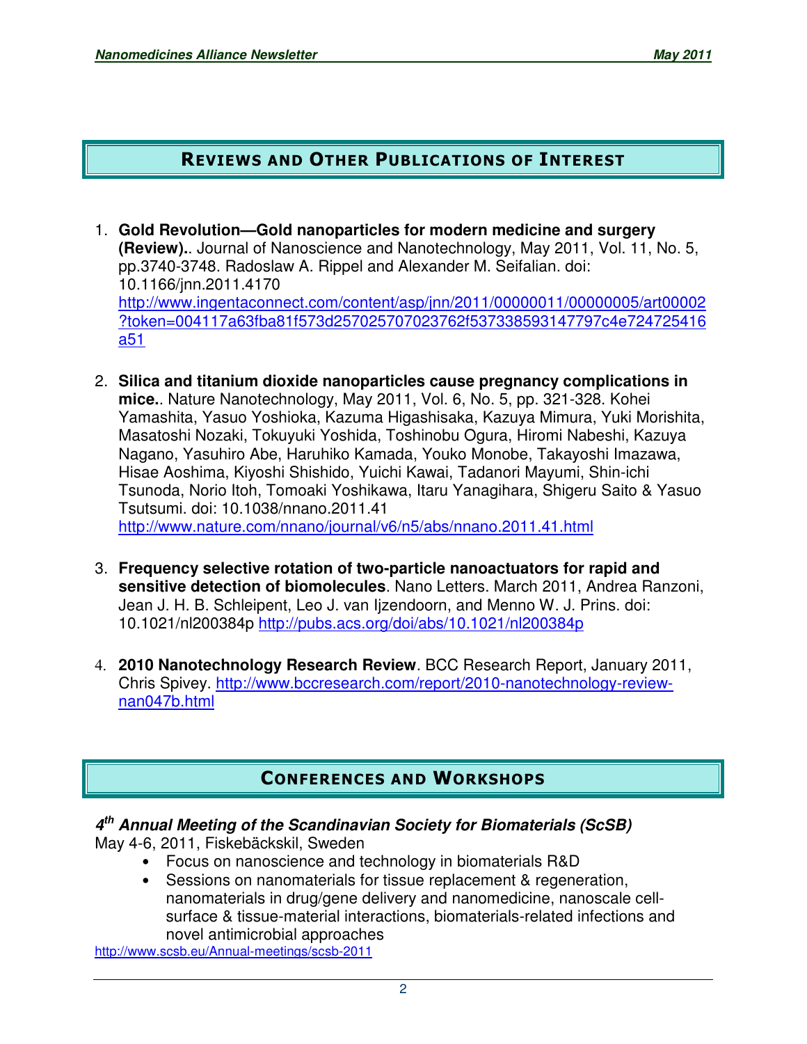## Reviews and Other Publications of Interest

1. **Gold Revolution—Gold nanoparticles for modern medicine and surgery (Review).**. Journal of Nanoscience and Nanotechnology, May 2011, Vol. 11, No. 5, pp.3740-3748. Radoslaw A. Rippel and Alexander M. Seifalian. doi: 10.1166/jnn.2011.4170 http://www.ingentaconnect.com/content/asp/jnn/2011/00000011/00000005/art00002?token=004117a63fba81f573d257025707023762f537338593147797c4e724725416a51

2. **Silica and titanium dioxide nanoparticles cause pregnancy complications in mice.**. Nature Nanotechnology, May 2011, Vol. 6, No. 5, pp. 321-328. Kohei Yamashita, Yasuo Yoshioka, Kazuma Higashisaka, Kazuya Mimura, Yuki Morishita, Masatoshi Nozaki, Tokuyuki Yoshida, Toshinobu Ogura, Hiromi Nabeshi, Kazuya Nagano, Yasuhiro Abe, Haruhiko Kamada, Youko Monobe, Takayoshi Imazawa, Hisae Aoshima, Kiyoshi Shishido, Yuichi Kawai, Tadanori Mayumi, Shin-ichi Tsunoda, Norio Itoh, Tomoaki Yoshikawa, Itaru Yanagihara, Shigeru Saito & Yasuo Tsutsumi. doi: 10.1038/nnano.2011.41 http://www.nature.com/nnano/journal/v6/n5/abs/nnano.2011.41.html

3. **Frequency selective rotation of two-particle nanoactuators for rapid and sensitive detection of biomolecules**. Nano Letters. March 2011, Andrea Ranzoni, Jean J. H. B. Schleipent, Leo J. van Ijzendoorn, and Menno W. J. Prins. doi: 10.1021/nl200384p http://pubs.acs.org/doi/abs/10.1021/nl200384p

4. **2010 Nanotechnology Research Review**. BCC Research Report, January 2011, Chris Spivey. http://www.bccresearch.com/report/2010-nanotechnology-review-nan047b.html

## Conferences and Workshops

***4th Annual Meeting of the Scandinavian Society for Biomaterials (ScSB)***
May 4-6, 2011, Fiskebäckskil, Sweden

- Focus on nanoscience and technology in biomaterials R&D
- Sessions on nanomaterials for tissue replacement & regeneration, nanomaterials in drug/gene delivery and nanomedicine, nanoscale cell-surface & tissue-material interactions, biomaterials-related infections and novel antimicrobial approaches

http://www.scsb.eu/Annual-meetings/scsb-2011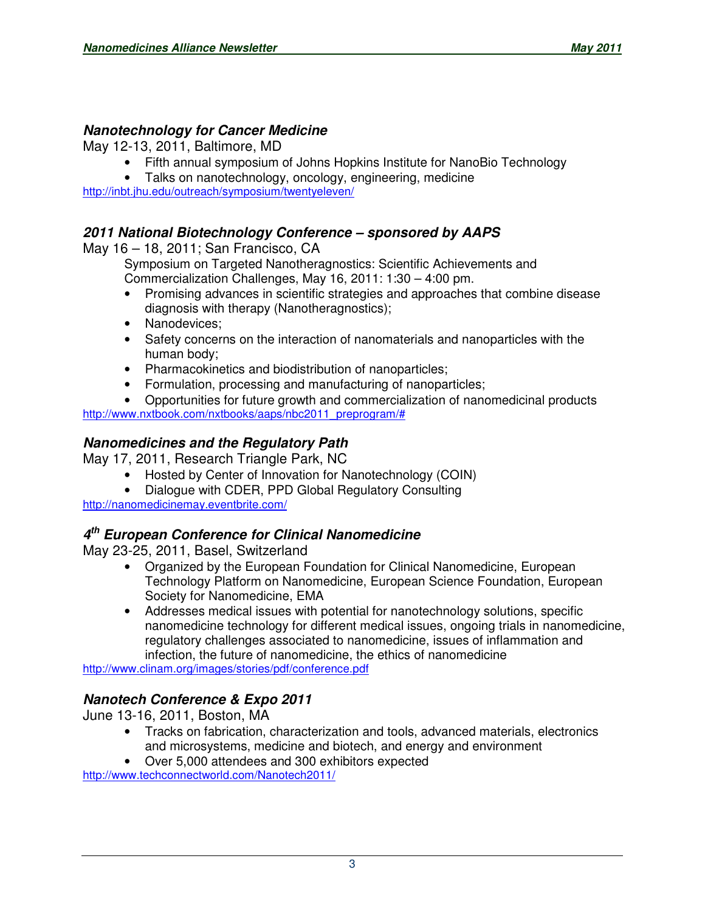### ***Nanotechnology for Cancer Medicine***

May 12-13, 2011, Baltimore, MD

- Fifth annual symposium of Johns Hopkins Institute for NanoBio Technology
- Talks on nanotechnology, oncology, engineering, medicine

http://inbt.jhu.edu/outreach/symposium/twentyeleven/

### ***2011 National Biotechnology Conference – sponsored by AAPS***

May 16 – 18, 2011; San Francisco, CA

Symposium on Targeted Nanotheragnostics: Scientific Achievements and Commercialization Challenges, May 16, 2011: 1:30 – 4:00 pm.

- Promising advances in scientific strategies and approaches that combine disease diagnosis with therapy (Nanotheragnostics);
- Nanodevices;
- Safety concerns on the interaction of nanomaterials and nanoparticles with the human body;
- Pharmacokinetics and biodistribution of nanoparticles;
- Formulation, processing and manufacturing of nanoparticles;
- Opportunities for future growth and commercialization of nanomedicinal products

http://www.nxtbook.com/nxtbooks/aaps/nbc2011_preprogram/#

### ***Nanomedicines and the Regulatory Path***

May 17, 2011, Research Triangle Park, NC

- Hosted by Center of Innovation for Nanotechnology (COIN)
- Dialogue with CDER, PPD Global Regulatory Consulting

http://nanomedicinemay.eventbrite.com/

### ***4th European Conference for Clinical Nanomedicine***

May 23-25, 2011, Basel, Switzerland

- Organized by the European Foundation for Clinical Nanomedicine, European Technology Platform on Nanomedicine, European Science Foundation, European Society for Nanomedicine, EMA
- Addresses medical issues with potential for nanotechnology solutions, specific nanomedicine technology for different medical issues, ongoing trials in nanomedicine, regulatory challenges associated to nanomedicine, issues of inflammation and infection, the future of nanomedicine, the ethics of nanomedicine

http://www.clinam.org/images/stories/pdf/conference.pdf

### ***Nanotech Conference & Expo 2011***

June 13-16, 2011, Boston, MA

- Tracks on fabrication, characterization and tools, advanced materials, electronics and microsystems, medicine and biotech, and energy and environment
- Over 5,000 attendees and 300 exhibitors expected

http://www.techconnectworld.com/Nanotech2011/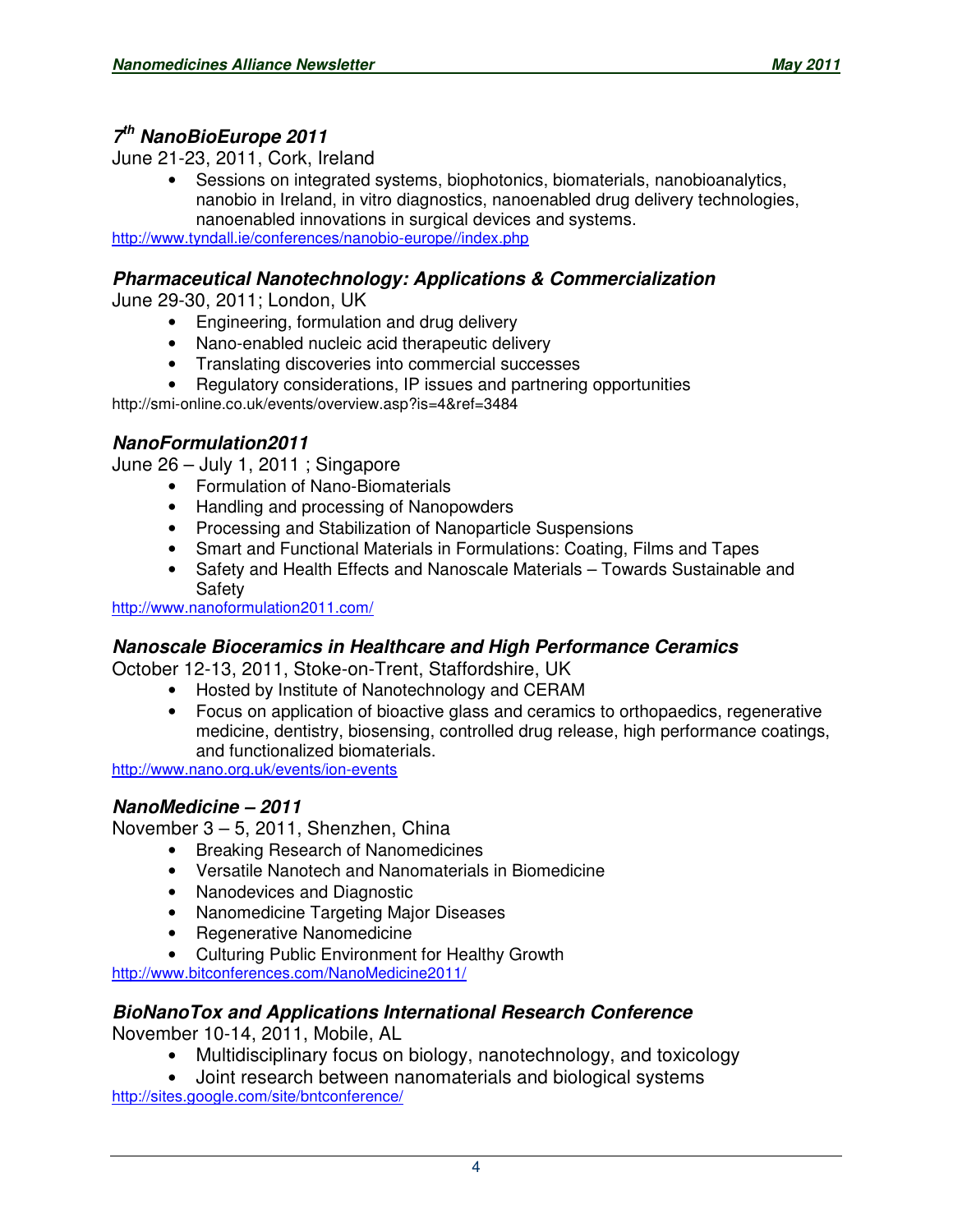### 7th NanoBioEurope 2011

June 21-23, 2011, Cork, Ireland

- Sessions on integrated systems, biophotonics, biomaterials, nanobioanalytics, nanobio in Ireland, in vitro diagnostics, nanoenabled drug delivery technologies, nanoenabled innovations in surgical devices and systems.

http://www.tyndall.ie/conferences/nanobio-europe//index.php

### Pharmaceutical Nanotechnology: Applications & Commercialization

June 29-30, 2011; London, UK

- Engineering, formulation and drug delivery
- Nano-enabled nucleic acid therapeutic delivery
- Translating discoveries into commercial successes
- Regulatory considerations, IP issues and partnering opportunities

http://smi-online.co.uk/events/overview.asp?is=4&ref=3484

### NanoFormulation2011

June 26 – July 1, 2011 ; Singapore

- Formulation of Nano-Biomaterials
- Handling and processing of Nanopowders
- Processing and Stabilization of Nanoparticle Suspensions
- Smart and Functional Materials in Formulations: Coating, Films and Tapes
- Safety and Health Effects and Nanoscale Materials – Towards Sustainable and Safety

http://www.nanoformulation2011.com/

### Nanoscale Bioceramics in Healthcare and High Performance Ceramics

October 12-13, 2011, Stoke-on-Trent, Staffordshire, UK

- Hosted by Institute of Nanotechnology and CERAM
- Focus on application of bioactive glass and ceramics to orthopaedics, regenerative medicine, dentistry, biosensing, controlled drug release, high performance coatings, and functionalized biomaterials.

http://www.nano.org.uk/events/ion-events

### NanoMedicine – 2011

November 3 – 5, 2011, Shenzhen, China

- Breaking Research of Nanomedicines
- Versatile Nanotech and Nanomaterials in Biomedicine
- Nanodevices and Diagnostic
- Nanomedicine Targeting Major Diseases
- Regenerative Nanomedicine
- Culturing Public Environment for Healthy Growth

http://www.bitconferences.com/NanoMedicine2011/

### BioNanoTox and Applications International Research Conference

November 10-14, 2011, Mobile, AL

- Multidisciplinary focus on biology, nanotechnology, and toxicology
- Joint research between nanomaterials and biological systems

http://sites.google.com/site/bntconference/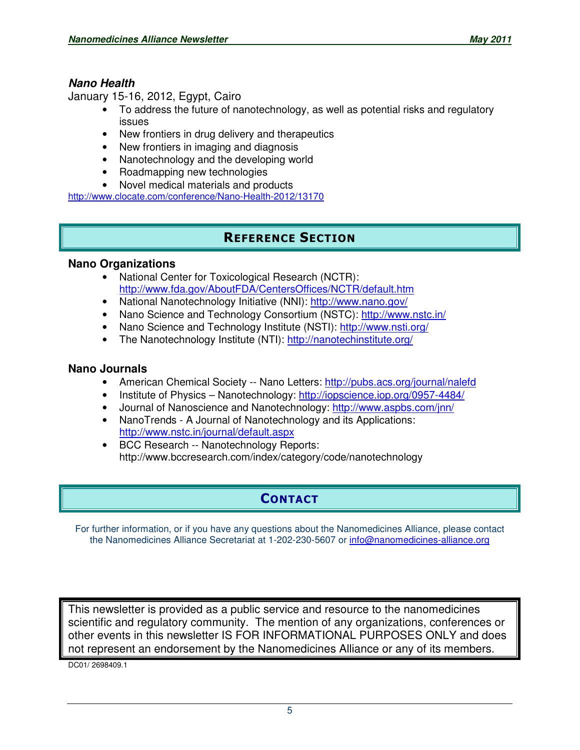### *Nano Health*

January 15-16, 2012, Egypt, Cairo

- To address the future of nanotechnology, as well as potential risks and regulatory issues
- New frontiers in drug delivery and therapeutics
- New frontiers in imaging and diagnosis
- Nanotechnology and the developing world
- Roadmapping new technologies
- Novel medical materials and products

http://www.clocate.com/conference/Nano-Health-2012/13170

## REFERENCE SECTION

### Nano Organizations

- National Center for Toxicological Research (NCTR): http://www.fda.gov/AboutFDA/CentersOffices/NCTR/default.htm
- National Nanotechnology Initiative (NNI): http://www.nano.gov/
- Nano Science and Technology Consortium (NSTC): http://www.nstc.in/
- Nano Science and Technology Institute (NSTI): http://www.nsti.org/
- The Nanotechnology Institute (NTI): http://nanotechinstitute.org/

### Nano Journals

- American Chemical Society -- Nano Letters: http://pubs.acs.org/journal/nalefd
- Institute of Physics – Nanotechnology: http://iopscience.iop.org/0957-4484/
- Journal of Nanoscience and Nanotechnology: http://www.aspbs.com/jnn/
- NanoTrends - A Journal of Nanotechnology and its Applications: http://www.nstc.in/journal/default.aspx
- BCC Research -- Nanotechnology Reports: http://www.bccresearch.com/index/category/code/nanotechnology

## CONTACT

For further information, or if you have any questions about the Nanomedicines Alliance, please contact the Nanomedicines Alliance Secretariat at 1-202-230-5607 or info@nanomedicines-alliance.org

This newsletter is provided as a public service and resource to the nanomedicines scientific and regulatory community. The mention of any organizations, conferences or other events in this newsletter IS FOR INFORMATIONAL PURPOSES ONLY and does not represent an endorsement by the Nanomedicines Alliance or any of its members.

DC01/ 2698409.1